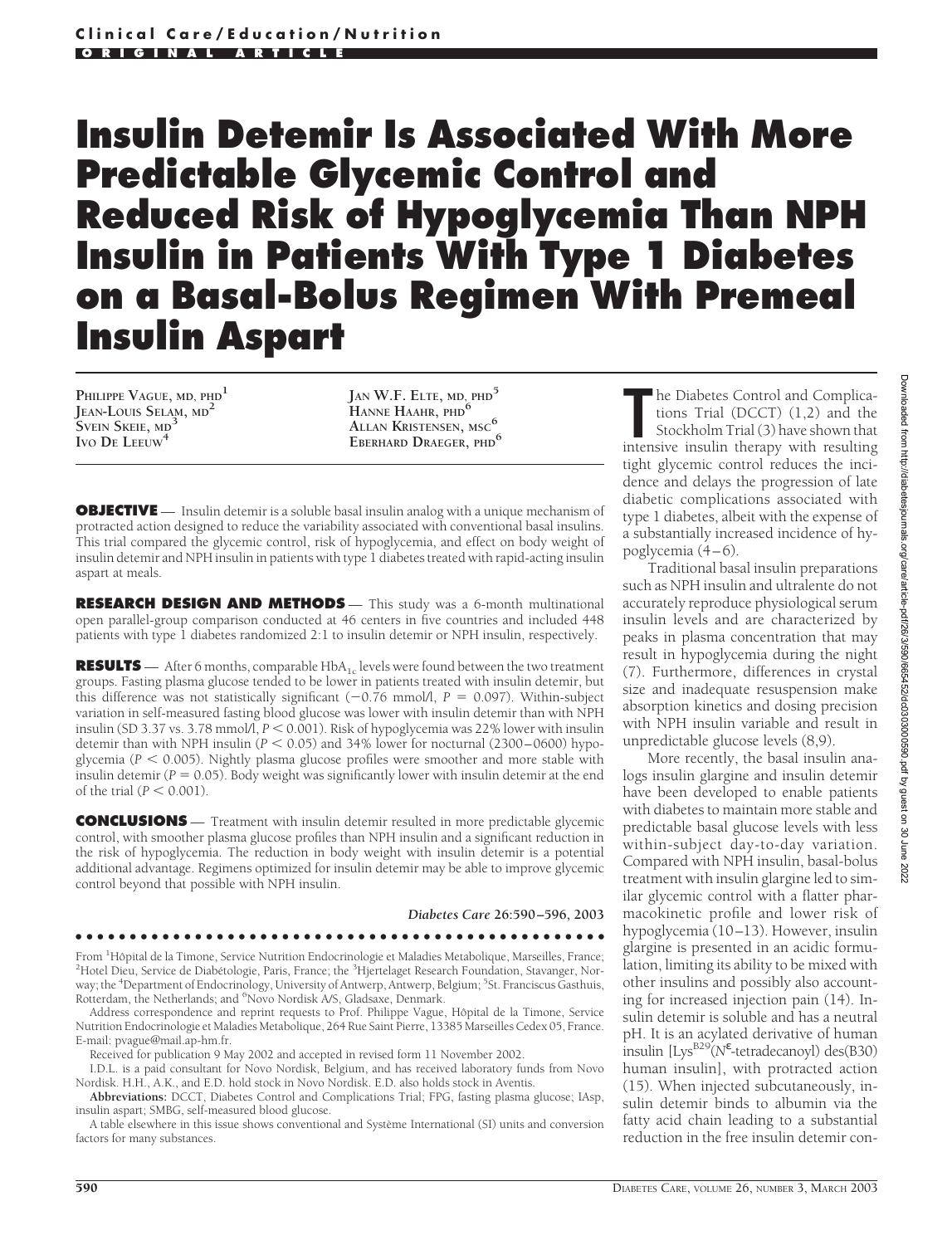Clinical Care/Education/Nutrition

ORIGINAL ARTICLE

# Insulin Detemir Is Associated With More Predictable Glycemic Control and Reduced Risk of Hypoglycemia Than NPH Insulin in Patients With Type 1 Diabetes on a Basal-Bolus Regimen With Premeal Insulin Aspart

PHILIPPE VAGUE, MD, PHD[1]
JEAN-LOUIS SELAM, MD[2]
SVEIN SKEIE, MD[3]
IVO DE LEEUW[4]
JAN W.F. ELTE, MD, PHD[5]
HANNE HAAHR, PHD[6]
ALLAN KRISTENSEN, MSC[6]
EBERHARD DRAEGER, PHD[6]

**OBJECTIVE** — Insulin detemir is a soluble basal insulin analog with a unique mechanism of protracted action designed to reduce the variability associated with conventional basal insulins. This trial compared the glycemic control, risk of hypoglycemia, and effect on body weight of insulin detemir and NPH insulin in patients with type 1 diabetes treated with rapid-acting insulin aspart at meals.

**RESEARCH DESIGN AND METHODS** — This study was a 6-month multinational open parallel-group comparison conducted at 46 centers in five countries and included 448 patients with type 1 diabetes randomized 2:1 to insulin detemir or NPH insulin, respectively.

**RESULTS** — After 6 months, comparable $HbA_{1c}$ levels were found between the two treatment groups. Fasting plasma glucose tended to be lower in patients treated with insulin detemir, but this difference was not statistically significant (−0.76 mmol/l, $P = 0.097$). Within-subject variation in self-measured fasting blood glucose was lower with insulin detemir than with NPH insulin (SD 3.37 vs. 3.78 mmol/l, $P < 0.001$). Risk of hypoglycemia was 22% lower with insulin detemir than with NPH insulin ($P < 0.05$) and 34% lower for nocturnal (2300–0600) hypoglycemia ($P < 0.005$). Nightly plasma glucose profiles were smoother and more stable with insulin detemir ($P = 0.05$). Body weight was significantly lower with insulin detemir at the end of the trial ($P < 0.001$).

**CONCLUSIONS** — Treatment with insulin detemir resulted in more predictable glycemic control, with smoother plasma glucose profiles than NPH insulin and a significant reduction in the risk of hypoglycemia. The reduction in body weight with insulin detemir is a potential additional advantage. Regimens optimized for insulin detemir may be able to improve glycemic control beyond that possible with NPH insulin.

*Diabetes Care* 26:590–596, 2003

From [1]Hôpital de la Timone, Service Nutrition Endocrinologie et Maladies Metabolique, Marseilles, France; [2]Hotel Dieu, Service de Diabétologie, Paris, France; the [3]Hjertelaget Research Foundation, Stavanger, Norway; the [4]Department of Endocrinology, University of Antwerp, Antwerp, Belgium; [5]St. Franciscus Gasthuis, Rotterdam, the Netherlands; and [6]Novo Nordisk A/S, Gladsaxe, Denmark.

Address correspondence and reprint requests to Prof. Philippe Vague, Hôpital de la Timone, Service Nutrition Endocrinologie et Maladies Metabolique, 264 Rue Saint Pierre, 13385 Marseilles Cedex 05, France. E-mail: pvague@mail.ap-hm.fr.

Received for publication 9 May 2002 and accepted in revised form 11 November 2002.

I.D.L. is a paid consultant for Novo Nordisk, Belgium, and has received laboratory funds from Novo Nordisk. H.H., A.K., and E.D. hold stock in Novo Nordisk. E.D. also holds stock in Aventis.

**Abbreviations:** DCCT, Diabetes Control and Complications Trial; FPG, fasting plasma glucose; IAsp, insulin aspart; SMBG, self-measured blood glucose.

A table elsewhere in this issue shows conventional and Système International (SI) units and conversion factors for many substances.

The Diabetes Control and Complications Trial (DCCT) (1,2) and the Stockholm Trial (3) have shown that intensive insulin therapy with resulting tight glycemic control reduces the incidence and delays the progression of late diabetic complications associated with type 1 diabetes, albeit with the expense of a substantially increased incidence of hypoglycemia (4–6).

Traditional basal insulin preparations such as NPH insulin and ultralente do not accurately reproduce physiological serum insulin levels and are characterized by peaks in plasma concentration that may result in hypoglycemia during the night (7). Furthermore, differences in crystal size and inadequate resuspension make absorption kinetics and dosing precision with NPH insulin variable and result in unpredictable glucose levels (8,9).

More recently, the basal insulin analogs insulin glargine and insulin detemir have been developed to enable patients with diabetes to maintain more stable and predictable basal glucose levels with less within-subject day-to-day variation. Compared with NPH insulin, basal-bolus treatment with insulin glargine led to similar glycemic control with a flatter pharmacokinetic profile and lower risk of hypoglycemia (10–13). However, insulin glargine is presented in an acidic formulation, limiting its ability to be mixed with other insulins and possibly also accounting for increased injection pain (14). Insulin detemir is soluble and has a neutral pH. It is an acylated derivative of human insulin [$Lys^{B29}$($N^{\varepsilon}$-tetradecanoyl) des(B30) human insulin], with protracted action (15). When injected subcutaneously, insulin detemir binds to albumin via the fatty acid chain leading to a substantial reduction in the free insulin detemir con-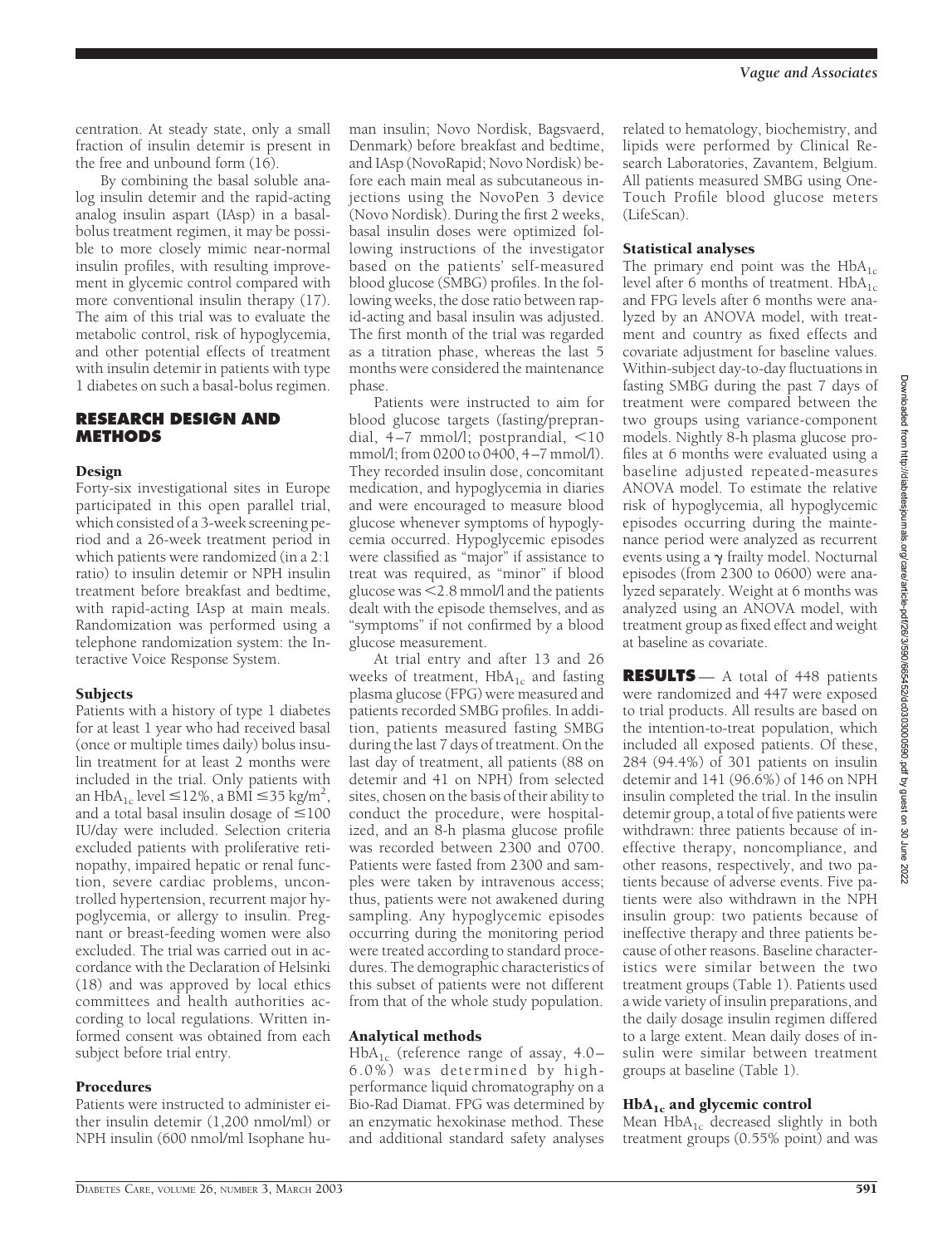centration. At steady state, only a small fraction of insulin detemir is present in the free and unbound form (16).

By combining the basal soluble analog insulin detemir and the rapid-acting analog insulin aspart (IAsp) in a basal-bolus treatment regimen, it may be possible to more closely mimic near-normal insulin profiles, with resulting improvement in glycemic control compared with more conventional insulin therapy (17). The aim of this trial was to evaluate the metabolic control, risk of hypoglycemia, and other potential effects of treatment with insulin detemir in patients with type 1 diabetes on such a basal-bolus regimen.

## RESEARCH DESIGN AND METHODS

### Design

Forty-six investigational sites in Europe participated in this open parallel trial, which consisted of a 3-week screening period and a 26-week treatment period in which patients were randomized (in a 2:1 ratio) to insulin detemir or NPH insulin treatment before breakfast and bedtime, with rapid-acting IAsp at main meals. Randomization was performed using a telephone randomization system: the Interactive Voice Response System.

### Subjects

Patients with a history of type 1 diabetes for at least 1 year who had received basal (once or multiple times daily) bolus insulin treatment for at least 2 months were included in the trial. Only patients with an $HbA_{1c}$ level ≤12%, a BMI ≤35 kg/m$^2$, and a total basal insulin dosage of ≤100 IU/day were included. Selection criteria excluded patients with proliferative retinopathy, impaired hepatic or renal function, severe cardiac problems, uncontrolled hypertension, recurrent major hypoglycemia, or allergy to insulin. Pregnant or breast-feeding women were also excluded. The trial was carried out in accordance with the Declaration of Helsinki (18) and was approved by local ethics committees and health authorities according to local regulations. Written informed consent was obtained from each subject before trial entry.

### Procedures

Patients were instructed to administer either insulin detemir (1,200 nmol/ml) or NPH insulin (600 nmol/ml Isophane human insulin; Novo Nordisk, Bagsvaerd, Denmark) before breakfast and bedtime, and IAsp (NovoRapid; Novo Nordisk) before each main meal as subcutaneous injections using the NovoPen 3 device (Novo Nordisk). During the first 2 weeks, basal insulin doses were optimized following instructions of the investigator based on the patients' self-measured blood glucose (SMBG) profiles. In the following weeks, the dose ratio between rapid-acting and basal insulin was adjusted. The first month of the trial was regarded as a titration phase, whereas the last 5 months were considered the maintenance phase.

Patients were instructed to aim for blood glucose targets (fasting/preprandial, 4–7 mmol/l; postprandial, <10 mmol/l; from 0200 to 0400, 4–7 mmol/l). They recorded insulin dose, concomitant medication, and hypoglycemia in diaries and were encouraged to measure blood glucose whenever symptoms of hypoglycemia occurred. Hypoglycemic episodes were classified as "major" if assistance to treat was required, as "minor" if blood glucose was <2.8 mmol/l and the patients dealt with the episode themselves, and as "symptoms" if not confirmed by a blood glucose measurement.

At trial entry and after 13 and 26 weeks of treatment, $HbA_{1c}$ and fasting plasma glucose (FPG) were measured and patients recorded SMBG profiles. In addition, patients measured fasting SMBG during the last 7 days of treatment. On the last day of treatment, all patients (88 on detemir and 41 on NPH) from selected sites, chosen on the basis of their ability to conduct the procedure, were hospitalized, and an 8-h plasma glucose profile was recorded between 2300 and 0700. Patients were fasted from 2300 and samples were taken by intravenous access; thus, patients were not awakened during sampling. Any hypoglycemic episodes occurring during the monitoring period were treated according to standard procedures. The demographic characteristics of this subset of patients were not different from that of the whole study population.

### Analytical methods

$HbA_{1c}$ (reference range of assay, 4.0–6.0%) was determined by high-performance liquid chromatography on a Bio-Rad Diamat. FPG was determined by an enzymatic hexokinase method. These and additional standard safety analyses related to hematology, biochemistry, and lipids were performed by Clinical Research Laboratories, Zavantem, Belgium. All patients measured SMBG using One-Touch Profile blood glucose meters (LifeScan).

### Statistical analyses

The primary end point was the $HbA_{1c}$ level after 6 months of treatment. $HbA_{1c}$ and FPG levels after 6 months were analyzed by an ANOVA model, with treatment and country as fixed effects and covariate adjustment for baseline values. Within-subject day-to-day fluctuations in fasting SMBG during the past 7 days of treatment were compared between the two groups using variance-component models. Nightly 8-h plasma glucose profiles at 6 months were evaluated using a baseline adjusted repeated-measures ANOVA model. To estimate the relative risk of hypoglycemia, all hypoglycemic episodes occurring during the maintenance period were analyzed as recurrent events using a $\gamma$ frailty model. Nocturnal episodes (from 2300 to 0600) were analyzed separately. Weight at 6 months was analyzed using an ANOVA model, with treatment group as fixed effect and weight at baseline as covariate.

## RESULTS

A total of 448 patients were randomized and 447 were exposed to trial products. All results are based on the intention-to-treat population, which included all exposed patients. Of these, 284 (94.4%) of 301 patients on insulin detemir and 141 (96.6%) of 146 on NPH insulin completed the trial. In the insulin detemir group, a total of five patients were withdrawn: three patients because of ineffective therapy, noncompliance, and other reasons, respectively, and two patients because of adverse events. Five patients were also withdrawn in the NPH insulin group: two patients because of ineffective therapy and three patients because of other reasons. Baseline characteristics were similar between the two treatment groups (Table 1). Patients used a wide variety of insulin preparations, and the daily dosage insulin regimen differed to a large extent. Mean daily doses of insulin were similar between treatment groups at baseline (Table 1).

### $HbA_{1c}$ and glycemic control

Mean $HbA_{1c}$ decreased slightly in both treatment groups (0.55% point) and was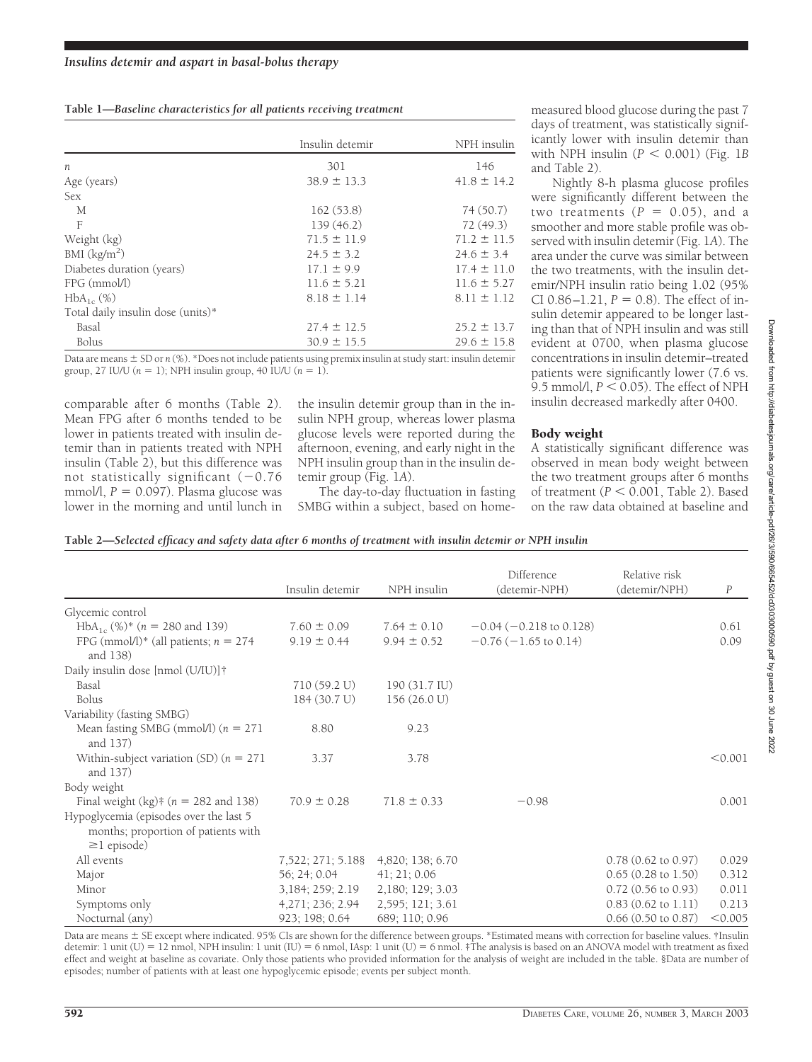**Table 1—Baseline characteristics for all patients receiving treatment**

| | Insulin detemir | NPH insulin |
|---|---|---|
| $n$ | 301 | 146 |
| Age (years) | 38.9 ± 13.3 | 41.8 ± 14.2 |
| Sex | | |
| M | 162 (53.8) | 74 (50.7) |
| F | 139 (46.2) | 72 (49.3) |
| Weight (kg) | 71.5 ± 11.9 | 71.2 ± 11.5 |
| BMI (kg/m$^2$) | 24.5 ± 3.2 | 24.6 ± 3.4 |
| Diabetes duration (years) | 17.1 ± 9.9 | 17.4 ± 11.0 |
| FPG (mmol/l) | 11.6 ± 5.21 | 11.6 ± 5.27 |
| $HbA_{1c}$ (%) | 8.18 ± 1.14 | 8.11 ± 1.12 |
| Total daily insulin dose (units)* | | |
| Basal | 27.4 ± 12.5 | 25.2 ± 13.7 |
| Bolus | 30.9 ± 15.5 | 29.6 ± 15.8 |

Data are means ± SD or $n$ (%). *Does not include patients using premix insulin at study start: insulin detemir group, 27 IU/U ($n$ = 1); NPH insulin group, 40 IU/U ($n$ = 1).

comparable after 6 months (Table 2). Mean FPG after 6 months tended to be lower in patients treated with insulin detemir than in patients treated with NPH insulin (Table 2), but this difference was not statistically significant (−0.76 mmol/l, $P$ = 0.097). Plasma glucose was lower in the morning and until lunch in the insulin detemir group than in the insulin NPH group, whereas lower plasma glucose levels were reported during the afternoon, evening, and early night in the NPH insulin group than in the insulin detemir group (Fig. 1*A*).

The day-to-day fluctuation in fasting SMBG within a subject, based on home-measured blood glucose during the past 7 days of treatment, was statistically significantly lower with insulin detemir than with NPH insulin ($P$ < 0.001) (Fig. 1*B* and Table 2).

Nightly 8-h plasma glucose profiles were significantly different between the two treatments ($P$ = 0.05), and a smoother and more stable profile was observed with insulin detemir (Fig. 1*A*). The area under the curve was similar between the two treatments, with the insulin detemir/NPH insulin ratio being 1.02 (95% CI 0.86–1.21, $P$ = 0.8). The effect of insulin detemir appeared to be longer lasting than that of NPH insulin and was still evident at 0700, when plasma glucose concentrations in insulin detemir–treated patients were significantly lower (7.6 vs. 9.5 mmol/l, $P$ < 0.05). The effect of NPH insulin decreased markedly after 0400.

## Body weight

A statistically significant difference was observed in mean body weight between the two treatment groups after 6 months of treatment ($P$ < 0.001, Table 2). Based on the raw data obtained at baseline and

**Table 2—Selected efficacy and safety data after 6 months of treatment with insulin detemir or NPH insulin**

| | Insulin detemir | NPH insulin | Difference (detemir-NPH) | Relative risk (detemir/NPH) | $P$ |
|---|---|---|---|---|---|
| Glycemic control | | | | | |
| $HbA_{1c}$ (%)* ($n$ = 280 and 139) | 7.60 ± 0.09 | 7.64 ± 0.10 | −0.04 (−0.218 to 0.128) | | 0.61 |
| FPG (mmol/l)* (all patients; $n$ = 274 and 138) | 9.19 ± 0.44 | 9.94 ± 0.52 | −0.76 (−1.65 to 0.14) | | 0.09 |
| Daily insulin dose [nmol (U/IU)]† | | | | | |
| Basal | 710 (59.2 U) | 190 (31.7 IU) | | | |
| Bolus | 184 (30.7 U) | 156 (26.0 U) | | | |
| Variability (fasting SMBG) | | | | | |
| Mean fasting SMBG (mmol/l) ($n$ = 271 and 137) | 8.80 | 9.23 | | | |
| Within-subject variation (SD) ($n$ = 271 and 137) | 3.37 | 3.78 | | | <0.001 |
| Body weight | | | | | |
| Final weight (kg)‡ ($n$ = 282 and 138) | 70.9 ± 0.28 | 71.8 ± 0.33 | −0.98 | | 0.001 |
| Hypoglycemia (episodes over the last 5 months; proportion of patients with ≥1 episode) | | | | | |
| All events | 7,522; 271; 5.18§ | 4,820; 138; 6.70 | | 0.78 (0.62 to 0.97) | 0.029 |
| Major | 56; 24; 0.04 | 41; 21; 0.06 | | 0.65 (0.28 to 1.50) | 0.312 |
| Minor | 3,184; 259; 2.19 | 2,180; 129; 3.03 | | 0.72 (0.56 to 0.93) | 0.011 |
| Symptoms only | 4,271; 236; 2.94 | 2,595; 121; 3.61 | | 0.83 (0.62 to 1.11) | 0.213 |
| Nocturnal (any) | 923; 198; 0.64 | 689; 110; 0.96 | | 0.66 (0.50 to 0.87) | <0.005 |

Data are means ± SE except where indicated. 95% CIs are shown for the difference between groups. *Estimated means with correction for baseline values. †Insulin detemir: 1 unit (U) = 12 nmol, NPH insulin: 1 unit (IU) = 6 nmol, IAsp: 1 unit (U) = 6 nmol. ‡The analysis is based on an ANOVA model with treatment as fixed effect and weight at baseline as covariate. Only those patients who provided information for the analysis of weight are included in the table. §Data are number of episodes; number of patients with at least one hypoglycemic episode; events per subject month.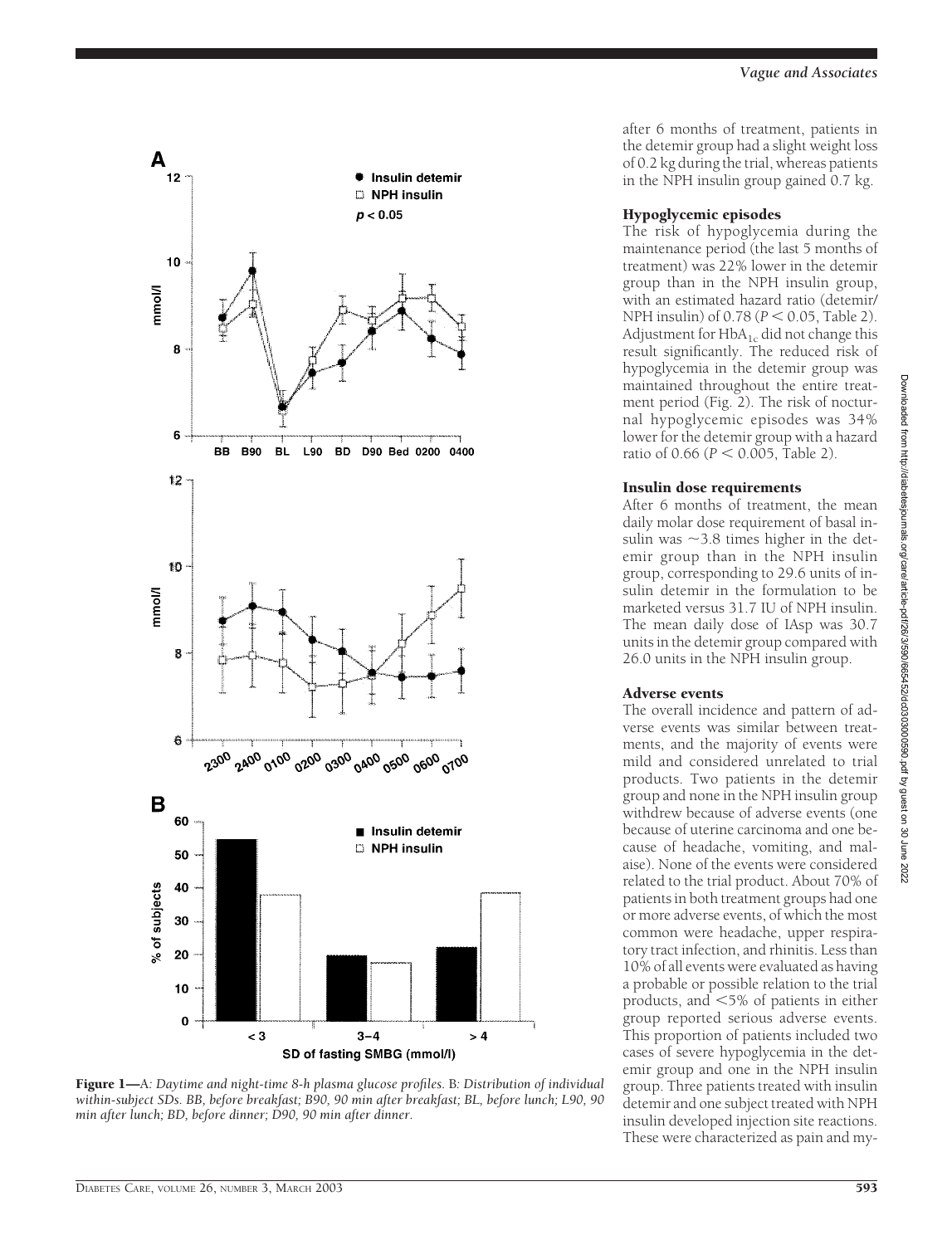Figure 1—A: *Daytime and night-time 8-h plasma glucose profiles.* B: *Distribution of individual within-subject SDs. BB, before breakfast; B90, 90 min after breakfast; BL, before lunch; L90, 90 min after lunch; BD, before dinner; D90, 90 min after dinner.*

after 6 months of treatment, patients in the detemir group had a slight weight loss of 0.2 kg during the trial, whereas patients in the NPH insulin group gained 0.7 kg.

### Hypoglycemic episodes

The risk of hypoglycemia during the maintenance period (the last 5 months of treatment) was 22% lower in the detemir group than in the NPH insulin group, with an estimated hazard ratio (detemir/NPH insulin) of 0.78 ($P < 0.05$, Table 2). Adjustment for $HbA_{1c}$ did not change this result significantly. The reduced risk of hypoglycemia in the detemir group was maintained throughout the entire treatment period (Fig. 2). The risk of nocturnal hypoglycemic episodes was 34% lower for the detemir group with a hazard ratio of 0.66 ($P < 0.005$, Table 2).

### Insulin dose requirements

After 6 months of treatment, the mean daily molar dose requirement of basal insulin was ~3.8 times higher in the detemir group than in the NPH insulin group, corresponding to 29.6 units of insulin detemir in the formulation to be marketed versus 31.7 IU of NPH insulin. The mean daily dose of IAsp was 30.7 units in the detemir group compared with 26.0 units in the NPH insulin group.

### Adverse events

The overall incidence and pattern of adverse events was similar between treatments, and the majority of events were mild and considered unrelated to trial products. Two patients in the detemir group and none in the NPH insulin group withdrew because of adverse events (one because of uterine carcinoma and one because of headache, vomiting, and malaise). None of the events were considered related to the trial product. About 70% of patients in both treatment groups had one or more adverse events, of which the most common were headache, upper respiratory tract infection, and rhinitis. Less than 10% of all events were evaluated as having a probable or possible relation to the trial products, and <5% of patients in either group reported serious adverse events. This proportion of patients included two cases of severe hypoglycemia in the detemir group and one in the NPH insulin group. Three patients treated with insulin detemir and one subject treated with NPH insulin developed injection site reactions. These were characterized as pain and my-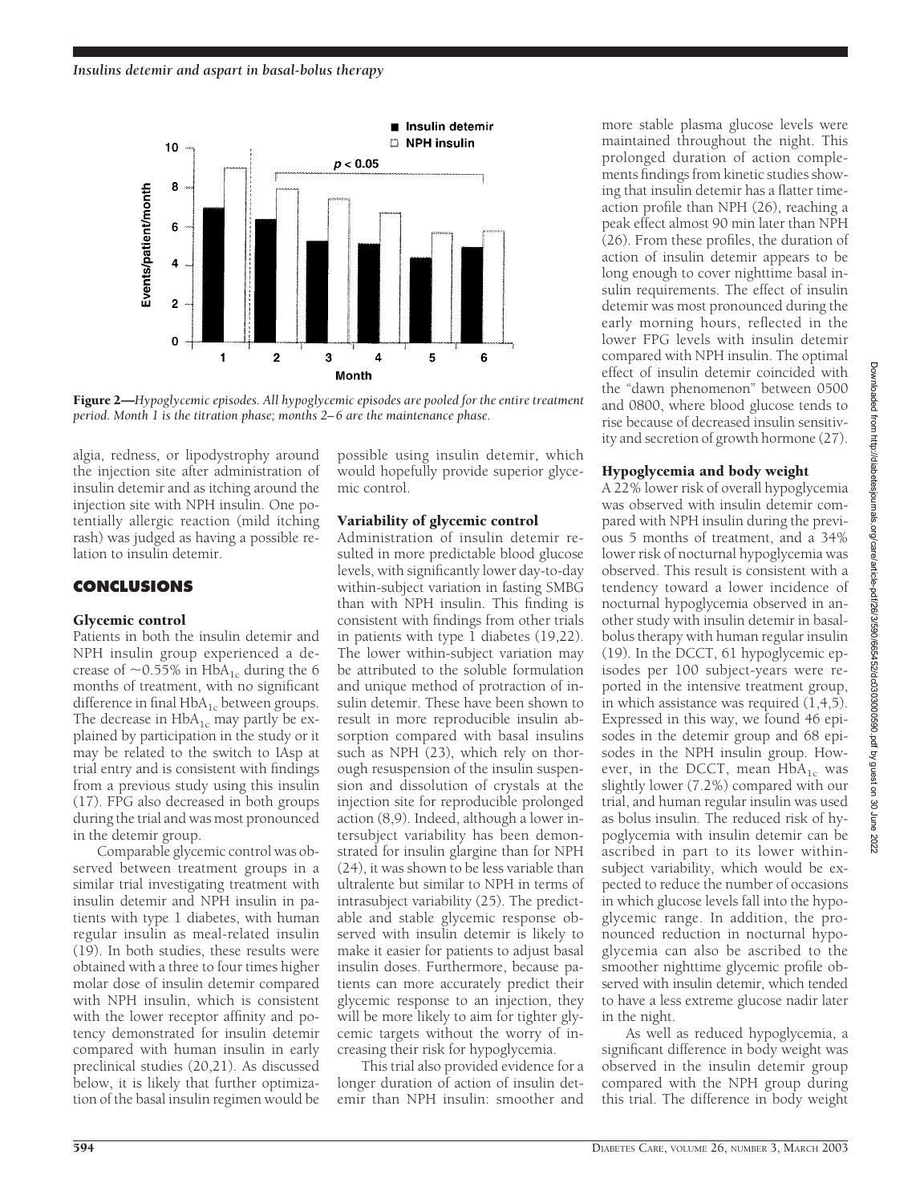**Figure 2**—*Hypoglycemic episodes. All hypoglycemic episodes are pooled for the entire treatment period. Month 1 is the titration phase; months 2–6 are the maintenance phase.*

algia, redness, or lipodystrophy around the injection site after administration of insulin detemir and as itching around the injection site with NPH insulin. One potentially allergic reaction (mild itching rash) was judged as having a possible relation to insulin detemir.

## CONCLUSIONS

### Glycemic control

Patients in both the insulin detemir and NPH insulin group experienced a decrease of ~0.55% in $HbA_{1c}$ during the 6 months of treatment, with no significant difference in final $HbA_{1c}$ between groups. The decrease in $HbA_{1c}$ may partly be explained by participation in the study or it may be related to the switch to IAsp at trial entry and is consistent with findings from a previous study using this insulin (17). FPG also decreased in both groups during the trial and was most pronounced in the detemir group.

Comparable glycemic control was observed between treatment groups in a similar trial investigating treatment with insulin detemir and NPH insulin in patients with type 1 diabetes, with human regular insulin as meal-related insulin (19). In both studies, these results were obtained with a three to four times higher molar dose of insulin detemir compared with NPH insulin, which is consistent with the lower receptor affinity and potency demonstrated for insulin detemir compared with human insulin in early preclinical studies (20,21). As discussed below, it is likely that further optimization of the basal insulin regimen would be possible using insulin detemir, which would hopefully provide superior glycemic control.

### Variability of glycemic control

Administration of insulin detemir resulted in more predictable blood glucose levels, with significantly lower day-to-day within-subject variation in fasting SMBG than with NPH insulin. This finding is consistent with findings from other trials in patients with type 1 diabetes (19,22). The lower within-subject variation may be attributed to the soluble formulation and unique method of protraction of insulin detemir. These have been shown to result in more reproducible insulin absorption compared with basal insulins such as NPH (23), which rely on thorough resuspension of the insulin suspension and dissolution of crystals at the injection site for reproducible prolonged action (8,9). Indeed, although a lower intersubject variability has been demonstrated for insulin glargine than for NPH (24), it was shown to be less variable than ultralente but similar to NPH in terms of intrasubject variability (25). The predictable and stable glycemic response observed with insulin detemir is likely to make it easier for patients to adjust basal insulin doses. Furthermore, because patients can more accurately predict their glycemic response to an injection, they will be more likely to aim for tighter glycemic targets without the worry of increasing their risk for hypoglycemia.

This trial also provided evidence for a longer duration of action of insulin detemir than NPH insulin: smoother and more stable plasma glucose levels were maintained throughout the night. This prolonged duration of action complements findings from kinetic studies showing that insulin detemir has a flatter time-action profile than NPH (26), reaching a peak effect almost 90 min later than NPH (26). From these profiles, the duration of action of insulin detemir appears to be long enough to cover nighttime basal insulin requirements. The effect of insulin detemir was most pronounced during the early morning hours, reflected in the lower FPG levels with insulin detemir compared with NPH insulin. The optimal effect of insulin detemir coincided with the "dawn phenomenon" between 0500 and 0800, where blood glucose tends to rise because of decreased insulin sensitivity and secretion of growth hormone (27).

### Hypoglycemia and body weight

A 22% lower risk of overall hypoglycemia was observed with insulin detemir compared with NPH insulin during the previous 5 months of treatment, and a 34% lower risk of nocturnal hypoglycemia was observed. This result is consistent with a tendency toward a lower incidence of nocturnal hypoglycemia observed in another study with insulin detemir in basal-bolus therapy with human regular insulin (19). In the DCCT, 61 hypoglycemic episodes per 100 subject-years were reported in the intensive treatment group, in which assistance was required (1,4,5). Expressed in this way, we found 46 episodes in the detemir group and 68 episodes in the NPH insulin group. However, in the DCCT, mean $HbA_{1c}$ was slightly lower (7.2%) compared with our trial, and human regular insulin was used as bolus insulin. The reduced risk of hypoglycemia with insulin detemir can be ascribed in part to its lower within-subject variability, which would be expected to reduce the number of occasions in which glucose levels fall into the hypoglycemic range. In addition, the pronounced reduction in nocturnal hypoglycemia can also be ascribed to the smoother nighttime glycemic profile observed with insulin detemir, which tended to have a less extreme glucose nadir later in the night.

As well as reduced hypoglycemia, a significant difference in body weight was observed in the insulin detemir group compared with the NPH group during this trial. The difference in body weight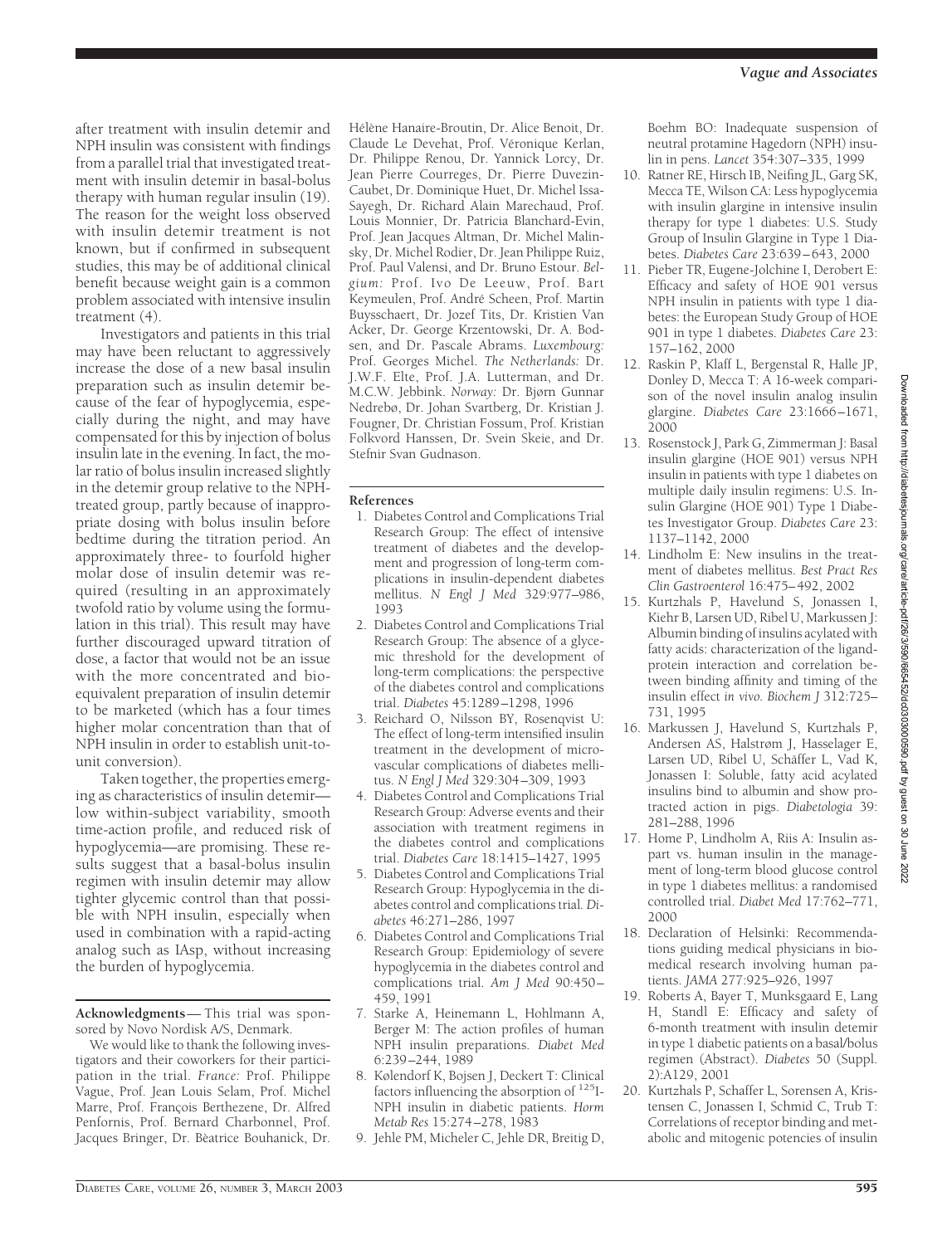after treatment with insulin detemir and NPH insulin was consistent with findings from a parallel trial that investigated treatment with insulin detemir in basal-bolus therapy with human regular insulin (19). The reason for the weight loss observed with insulin detemir treatment is not known, but if confirmed in subsequent studies, this may be of additional clinical benefit because weight gain is a common problem associated with intensive insulin treatment (4).

Investigators and patients in this trial may have been reluctant to aggressively increase the dose of a new basal insulin preparation such as insulin detemir because of the fear of hypoglycemia, especially during the night, and may have compensated for this by injection of bolus insulin late in the evening. In fact, the molar ratio of bolus insulin increased slightly in the detemir group relative to the NPH-treated group, partly because of inappropriate dosing with bolus insulin before bedtime during the titration period. An approximately three- to fourfold higher molar dose of insulin detemir was required (resulting in an approximately twofold ratio by volume using the formulation in this trial). This result may have further discouraged upward titration of dose, a factor that would not be an issue with the more concentrated and bioequivalent preparation of insulin detemir to be marketed (which has a four times higher molar concentration than that of NPH insulin in order to establish unit-to-unit conversion).

Taken together, the properties emerging as characteristics of insulin detemir—low within-subject variability, smooth time-action profile, and reduced risk of hypoglycemia—are promising. These results suggest that a basal-bolus insulin regimen with insulin detemir may allow tighter glycemic control than that possible with NPH insulin, especially when used in combination with a rapid-acting analog such as IAsp, without increasing the burden of hypoglycemia.

**Acknowledgments**— This trial was sponsored by Novo Nordisk A/S, Denmark.

We would like to thank the following investigators and their coworkers for their participation in the trial. *France:* Prof. Philippe Vague, Prof. Jean Louis Selam, Prof. Michel Marre, Prof. François Berthezene, Dr. Alfred Penfornis, Prof. Bernard Charbonnel, Prof. Jacques Bringer, Dr. Bèatrice Bouhanick, Dr. Hélène Hanaire-Broutin, Dr. Alice Benoit, Dr. Claude Le Devehat, Prof. Véronique Kerlan, Dr. Philippe Renou, Dr. Yannick Lorcy, Dr. Jean Pierre Courreges, Dr. Pierre Duvezin-Caubet, Dr. Dominique Huet, Dr. Michel Issa-Sayegh, Dr. Richard Alain Marechaud, Prof. Louis Monnier, Dr. Patricia Blanchard-Evin, Prof. Jean Jacques Altman, Dr. Michel Malinsky, Dr. Michel Rodier, Dr. Jean Philippe Ruiz, Prof. Paul Valensi, and Dr. Bruno Estour. *Belgium:* Prof. Ivo De Leeuw, Prof. Bart Keymeulen, Prof. André Scheen, Prof. Martin Buysschaert, Dr. Jozef Tits, Dr. Kristien Van Acker, Dr. George Krzentowski, Dr. A. Bodsen, and Dr. Pascale Abrams. *Luxembourg:* Prof. Georges Michel. *The Netherlands:* Dr. J.W.F. Elte, Prof. J.A. Lutterman, and Dr. M.C.W. Jebbink. *Norway:* Dr. Bjørn Gunnar Nedrebø, Dr. Johan Svartberg, Dr. Kristian J. Fougner, Dr. Christian Fossum, Prof. Kristian Folkvord Hanssen, Dr. Svein Skeie, and Dr. Stefnir Svan Gudnason.

## References

1. Diabetes Control and Complications Trial Research Group: The effect of intensive treatment of diabetes and the development and progression of long-term complications in insulin-dependent diabetes mellitus. *N Engl J Med* 329:977–986, 1993
2. Diabetes Control and Complications Trial Research Group: The absence of a glycemic threshold for the development of long-term complications: the perspective of the diabetes control and complications trial. *Diabetes* 45:1289–1298, 1996
3. Reichard O, Nilsson BY, Rosenqvist U: The effect of long-term intensified insulin treatment in the development of microvascular complications of diabetes mellitus. *N Engl J Med* 329:304–309, 1993
4. Diabetes Control and Complications Trial Research Group: Adverse events and their association with treatment regimens in the diabetes control and complications trial. *Diabetes Care* 18:1415–1427, 1995
5. Diabetes Control and Complications Trial Research Group: Hypoglycemia in the diabetes control and complications trial. *Diabetes* 46:271–286, 1997
6. Diabetes Control and Complications Trial Research Group: Epidemiology of severe hypoglycemia in the diabetes control and complications trial. *Am J Med* 90:450–459, 1991
7. Starke A, Heinemann L, Hohlmann A, Berger M: The action profiles of human NPH insulin preparations. *Diabet Med* 6:239–244, 1989
8. Kølendorf K, Bojsen J, Deckert T: Clinical factors influencing the absorption of $^{125}$I-NPH insulin in diabetic patients. *Horm Metab Res* 15:274–278, 1983
9. Jehle PM, Micheler C, Jehle DR, Breitig D, Boehm BO: Inadequate suspension of neutral protamine Hagedorn (NPH) insulin in pens. *Lancet* 354:307–335, 1999
10. Ratner RE, Hirsch IB, Neifing JL, Garg SK, Mecca TE, Wilson CA: Less hypoglycemia with insulin glargine in intensive insulin therapy for type 1 diabetes: U.S. Study Group of Insulin Glargine in Type 1 Diabetes. *Diabetes Care* 23:639–643, 2000
11. Pieber TR, Eugene-Jolchine I, Derobert E: Efficacy and safety of HOE 901 versus NPH insulin in patients with type 1 diabetes: the European Study Group of HOE 901 in type 1 diabetes. *Diabetes Care* 23: 157–162, 2000
12. Raskin P, Klaff L, Bergenstal R, Halle JP, Donley D, Mecca T: A 16-week comparison of the novel insulin analog insulin glargine. *Diabetes Care* 23:1666–1671, 2000
13. Rosenstock J, Park G, Zimmerman J: Basal insulin glargine (HOE 901) versus NPH insulin in patients with type 1 diabetes on multiple daily insulin regimens: U.S. Insulin Glargine (HOE 901) Type 1 Diabetes Investigator Group. *Diabetes Care* 23: 1137–1142, 2000
14. Lindholm E: New insulins in the treatment of diabetes mellitus. *Best Pract Res Clin Gastroenterol* 16:475–492, 2002
15. Kurtzhals P, Havelund S, Jonassen I, Kiehr B, Larsen UD, Ribel U, Markussen J: Albumin binding of insulins acylated with fatty acids: characterization of the ligand-protein interaction and correlation between binding affinity and timing of the insulin effect *in vivo*. *Biochem J* 312:725–731, 1995
16. Markussen J, Havelund S, Kurtzhals P, Andersen AS, Halstrøm J, Hasselager E, Larsen UD, Ribel U, Schäffer L, Vad K, Jonassen I: Soluble, fatty acid acylated insulins bind to albumin and show protracted action in pigs. *Diabetologia* 39: 281–288, 1996
17. Home P, Lindholm A, Riis A: Insulin aspart vs. human insulin in the management of long-term blood glucose control in type 1 diabetes mellitus: a randomised controlled trial. *Diabet Med* 17:762–771, 2000
18. Declaration of Helsinki: Recommendations guiding medical physicians in biomedical research involving human patients. *JAMA* 277:925–926, 1997
19. Roberts A, Bayer T, Munksgaard E, Lang H, Standl E: Efficacy and safety of 6-month treatment with insulin detemir in type 1 diabetic patients on a basal/bolus regimen (Abstract). *Diabetes* 50 (Suppl. 2):A129, 2001
20. Kurtzhals P, Schaffer L, Sorensen A, Kristensen C, Jonassen I, Schmid C, Trub T: Correlations of receptor binding and metabolic and mitogenic potencies of insulin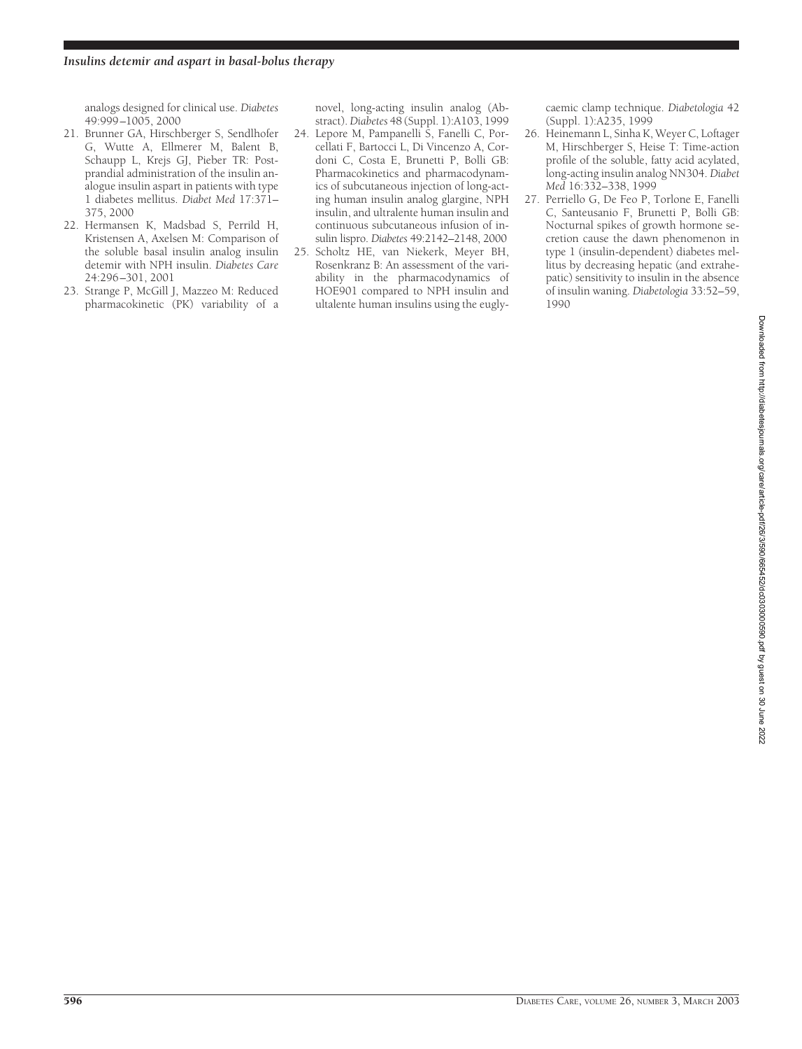analogs designed for clinical use. *Diabetes* 49:999–1005, 2000

21. Brunner GA, Hirschberger S, Sendlhofer G, Wutte A, Ellmerer M, Balent B, Schaupp L, Krejs GJ, Pieber TR: Postprandial administration of the insulin analogue insulin aspart in patients with type 1 diabetes mellitus. *Diabet Med* 17:371–375, 2000
22. Hermansen K, Madsbad S, Perrild H, Kristensen A, Axelsen M: Comparison of the soluble basal insulin analog insulin detemir with NPH insulin. *Diabetes Care* 24:296–301, 2001
23. Strange P, McGill J, Mazzeo M: Reduced pharmacokinetic (PK) variability of a novel, long-acting insulin analog (Abstract). *Diabetes* 48 (Suppl. 1):A103, 1999
24. Lepore M, Pampanelli S, Fanelli C, Porcellati F, Bartocci L, Di Vincenzo A, Cordoni C, Costa E, Brunetti P, Bolli GB: Pharmacokinetics and pharmacodynamics of subcutaneous injection of long-acting human insulin analog glargine, NPH insulin, and ultralente human insulin and continuous subcutaneous infusion of insulin lispro. *Diabetes* 49:2142–2148, 2000
25. Scholtz HE, van Niekerk, Meyer BH, Rosenkranz B: An assessment of the variability in the pharmacodynamics of HOE901 compared to NPH insulin and ultalente human insulins using the euglycaemic clamp technique. *Diabetologia* 42 (Suppl. 1):A235, 1999
26. Heinemann L, Sinha K, Weyer C, Loftager M, Hirschberger S, Heise T: Time-action profile of the soluble, fatty acid acylated, long-acting insulin analog NN304. *Diabet Med* 16:332–338, 1999
27. Perriello G, De Feo P, Torlone E, Fanelli C, Santeusanio F, Brunetti P, Bolli GB: Nocturnal spikes of growth hormone secretion cause the dawn phenomenon in type 1 (insulin-dependent) diabetes mellitus by decreasing hepatic (and extrahepatic) sensitivity to insulin in the absence of insulin waning. *Diabetologia* 33:52–59, 1990